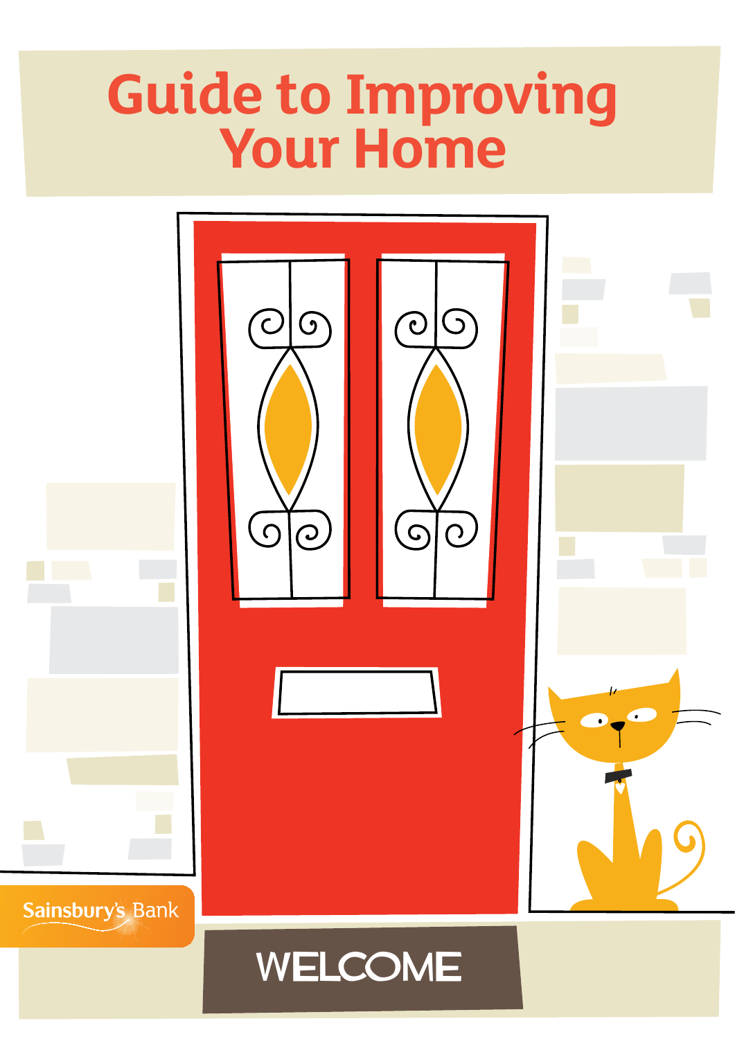# Guide to Improving Your Home

Sainsbury's Bank

WELCOME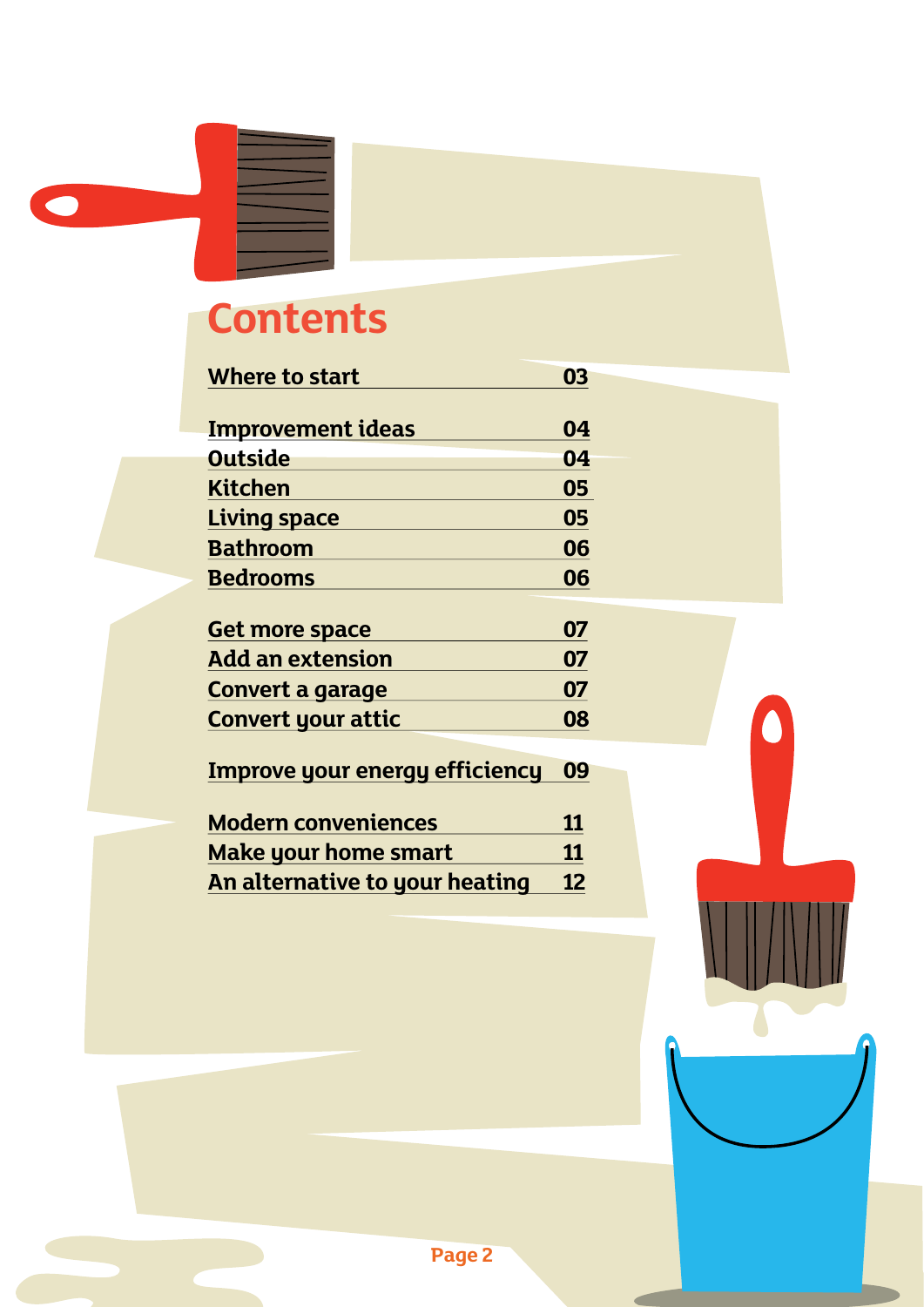# Contents

| | |
|---|---|
| Where to start | 03 |
| Improvement ideas | 04 |
| Outside | 04 |
| Kitchen | 05 |
| Living space | 05 |
| Bathroom | 06 |
| Bedrooms | 06 |
| Get more space | 07 |
| Add an extension | 07 |
| Convert a garage | 07 |
| Convert your attic | 08 |
| Improve your energy efficiency | 09 |
| Modern conveniences | 11 |
| Make your home smart | 11 |
| An alternative to your heating | 12 |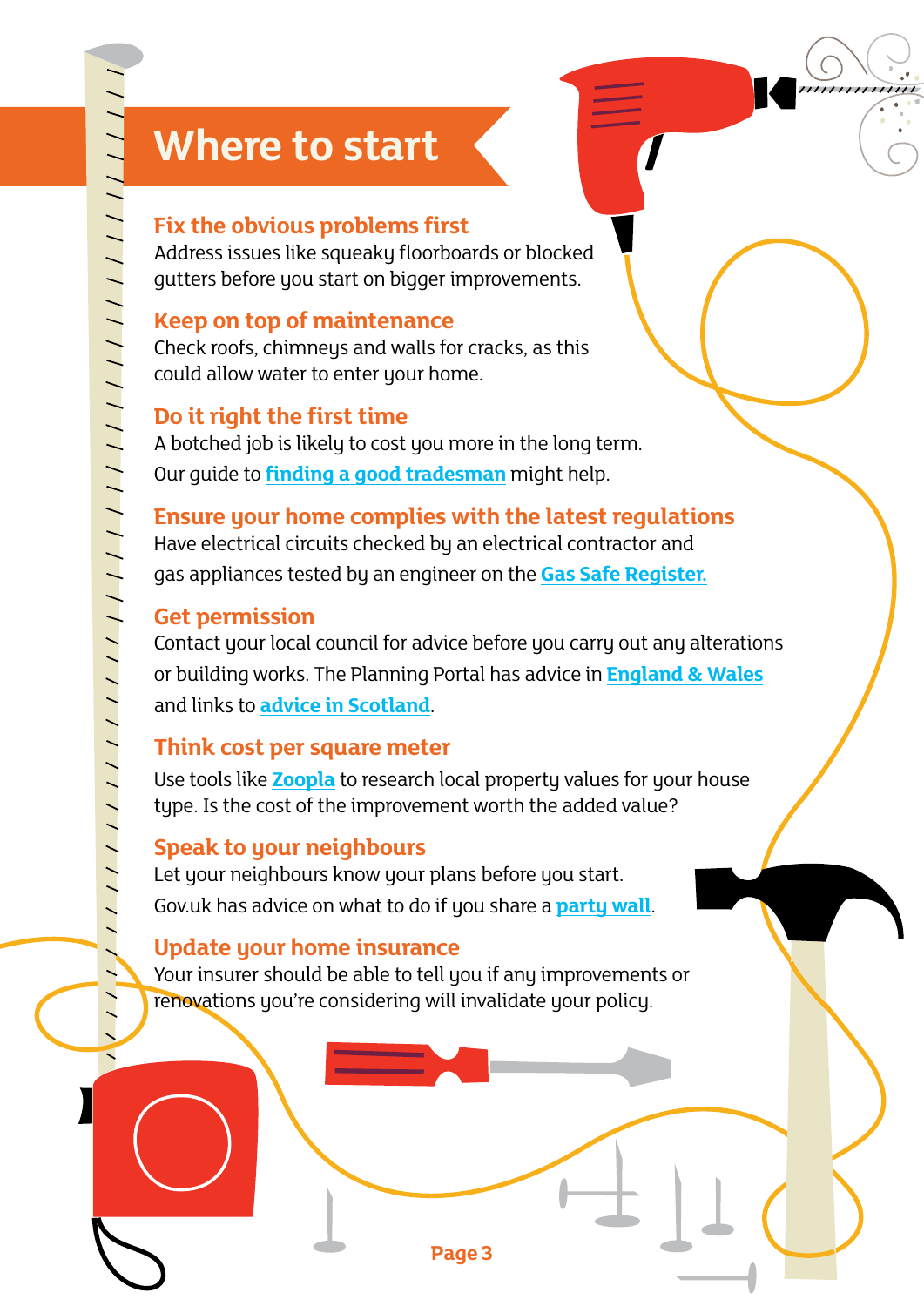# Where to start

### Fix the obvious problems first

Address issues like squeaky floorboards or blocked gutters before you start on bigger improvements.

### Keep on top of maintenance

Check roofs, chimneys and walls for cracks, as this could allow water to enter your home.

### Do it right the first time

A botched job is likely to cost you more in the long term. Our guide to **finding a good tradesman** might help.

### Ensure your home complies with the latest regulations

Have electrical circuits checked by an electrical contractor and gas appliances tested by an engineer on the **Gas Safe Register.**

### Get permission

Contact your local council for advice before you carry out any alterations or building works. The Planning Portal has advice in **England & Wales** and links to **advice in Scotland**.

### Think cost per square meter

Use tools like **Zoopla** to research local property values for your house type. Is the cost of the improvement worth the added value?

### Speak to your neighbours

Let your neighbours know your plans before you start. Gov.uk has advice on what to do if you share a **party wall**.

### Update your home insurance

Your insurer should be able to tell you if any improvements or renovations you're considering will invalidate your policy.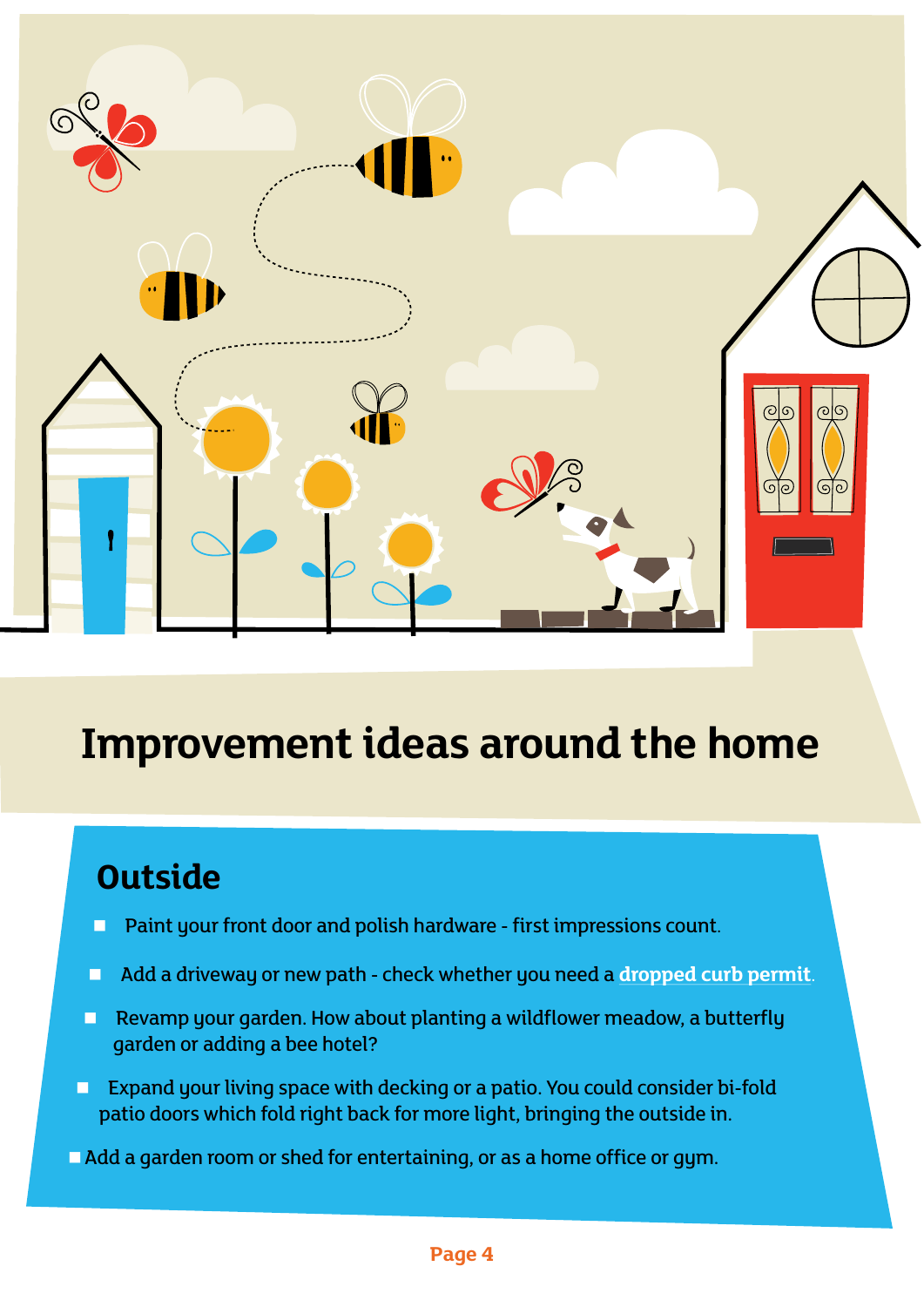# Improvement ideas around the home

## Outside

- Paint your front door and polish hardware - first impressions count.
- Add a driveway or new path - check whether you need a **dropped curb permit**.
- Revamp your garden. How about planting a wildflower meadow, a butterfly garden or adding a bee hotel?
- Expand your living space with decking or a patio. You could consider bi-fold patio doors which fold right back for more light, bringing the outside in.
- Add a garden room or shed for entertaining, or as a home office or gym.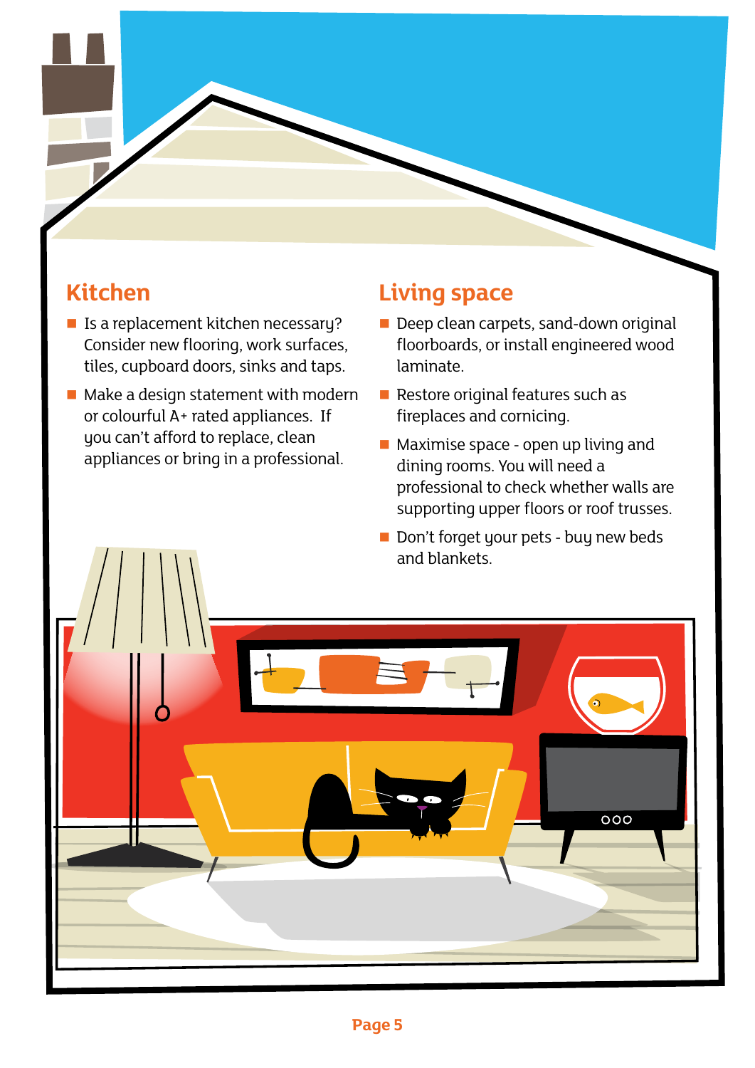## Kitchen

- Is a replacement kitchen necessary? Consider new flooring, work surfaces, tiles, cupboard doors, sinks and taps.
- Make a design statement with modern or colourful A+ rated appliances. If you can't afford to replace, clean appliances or bring in a professional.

## Living space

- Deep clean carpets, sand-down original floorboards, or install engineered wood laminate.
- Restore original features such as fireplaces and cornicing.
- Maximise space - open up living and dining rooms. You will need a professional to check whether walls are supporting upper floors or roof trusses.
- Don't forget your pets - buy new beds and blankets.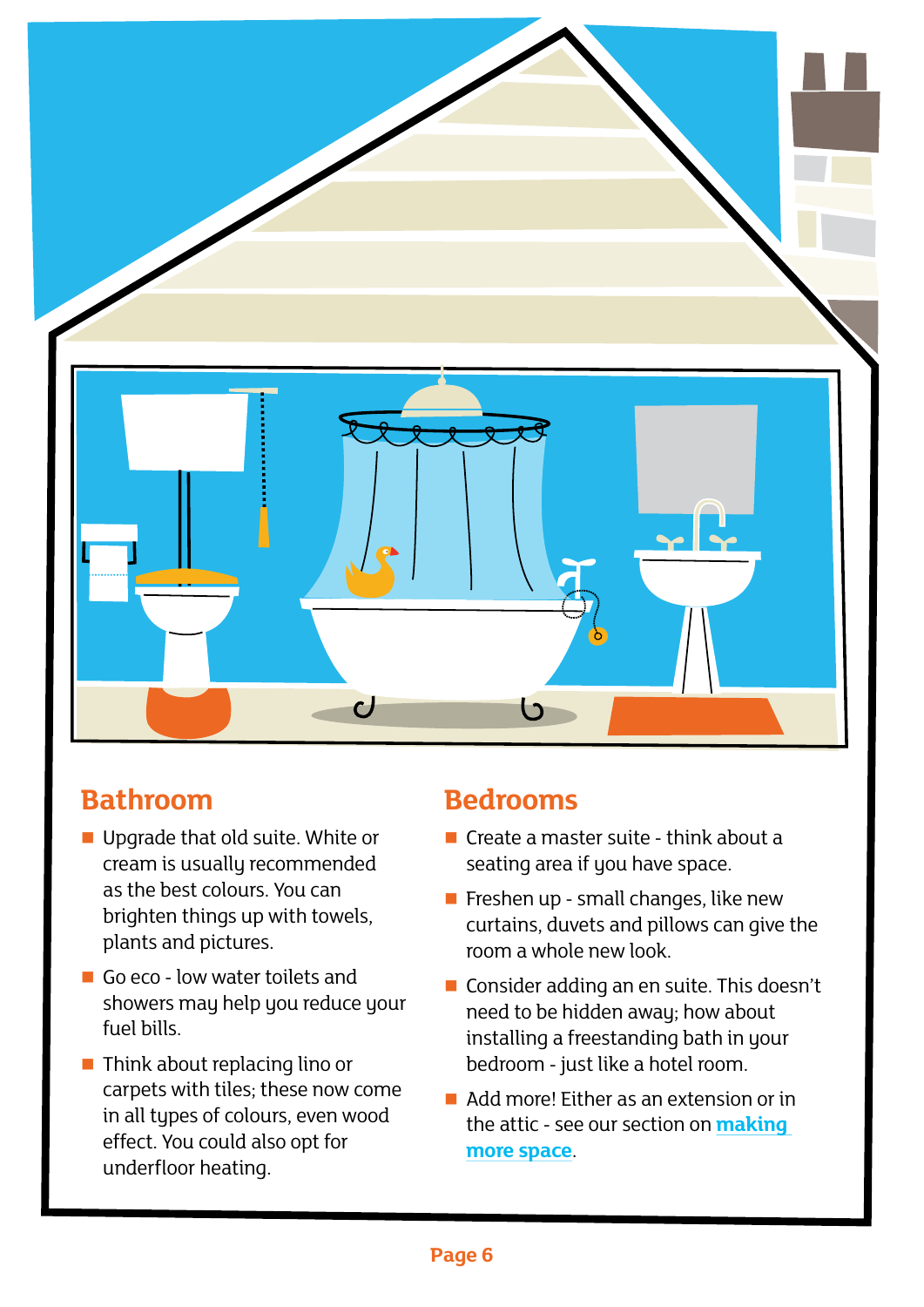## Bathroom

- Upgrade that old suite. White or cream is usually recommended as the best colours. You can brighten things up with towels, plants and pictures.
- Go eco - low water toilets and showers may help you reduce your fuel bills.
- Think about replacing lino or carpets with tiles; these now come in all types of colours, even wood effect. You could also opt for underfloor heating.

## Bedrooms

- Create a master suite - think about a seating area if you have space.
- Freshen up - small changes, like new curtains, duvets and pillows can give the room a whole new look.
- Consider adding an en suite. This doesn't need to be hidden away; how about installing a freestanding bath in your bedroom - just like a hotel room.
- Add more! Either as an extension or in the attic - see our section on **making more space**.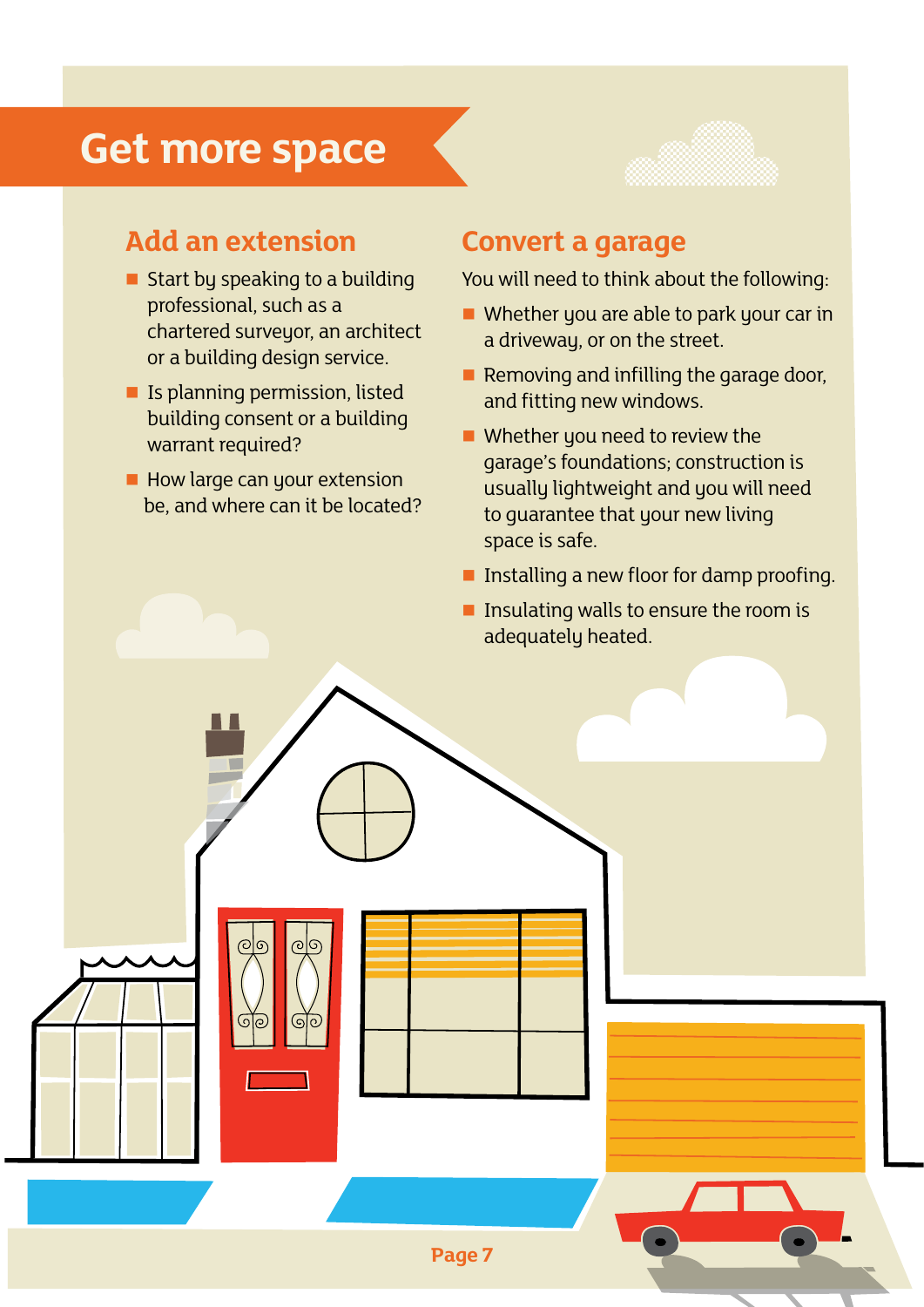# Get more space

## Add an extension

- Start by speaking to a building professional, such as a chartered surveyor, an architect or a building design service.
- Is planning permission, listed building consent or a building warrant required?
- How large can your extension be, and where can it be located?

## Convert a garage

You will need to think about the following:

- Whether you are able to park your car in a driveway, or on the street.
- Removing and infilling the garage door, and fitting new windows.
- Whether you need to review the garage's foundations; construction is usually lightweight and you will need to guarantee that your new living space is safe.
- Installing a new floor for damp proofing.
- Insulating walls to ensure the room is adequately heated.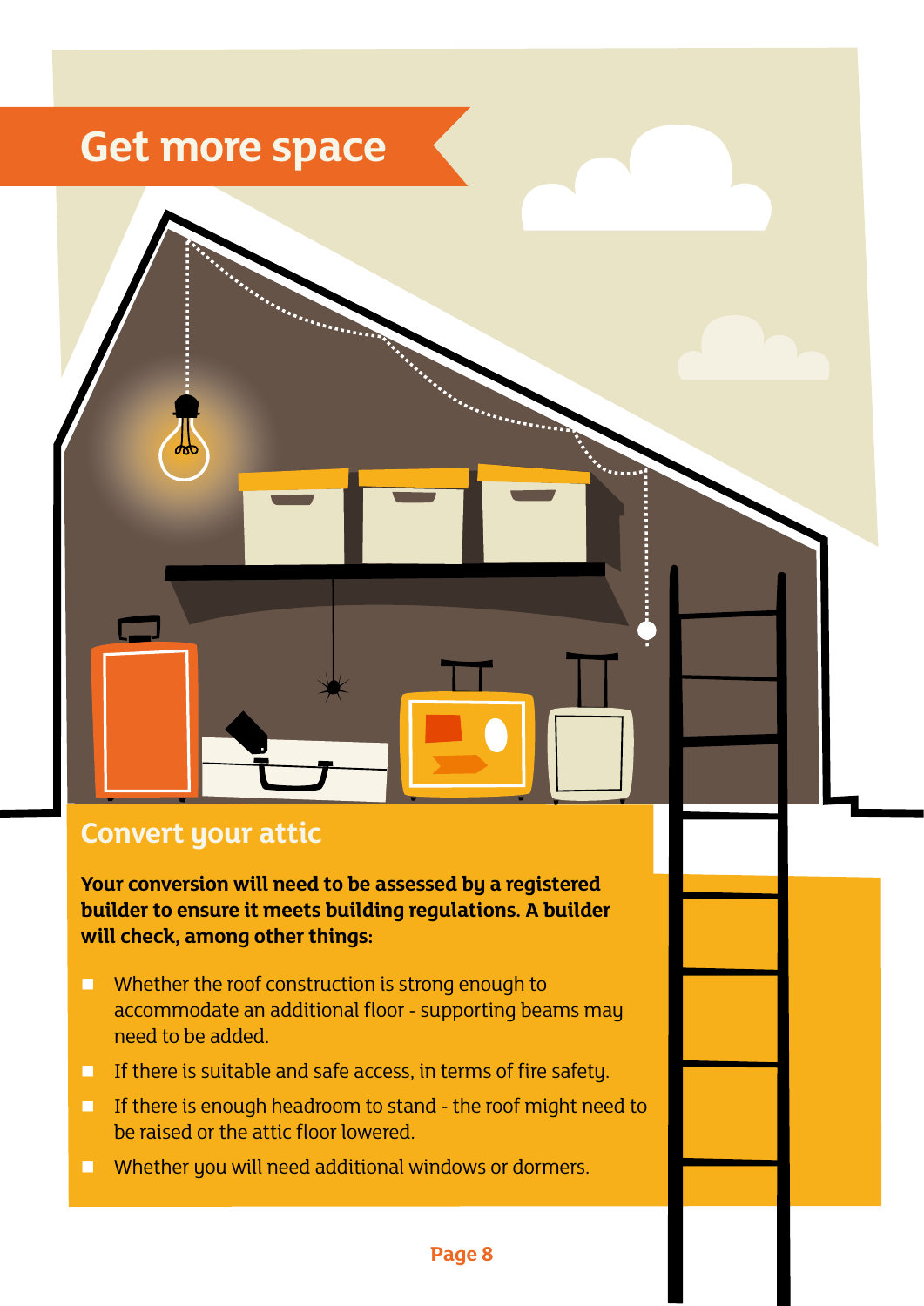# Get more space

## Convert your attic

**Your conversion will need to be assessed by a registered builder to ensure it meets building regulations. A builder will check, among other things:**

- Whether the roof construction is strong enough to accommodate an additional floor - supporting beams may need to be added.
- If there is suitable and safe access, in terms of fire safety.
- If there is enough headroom to stand - the roof might need to be raised or the attic floor lowered.
- Whether you will need additional windows or dormers.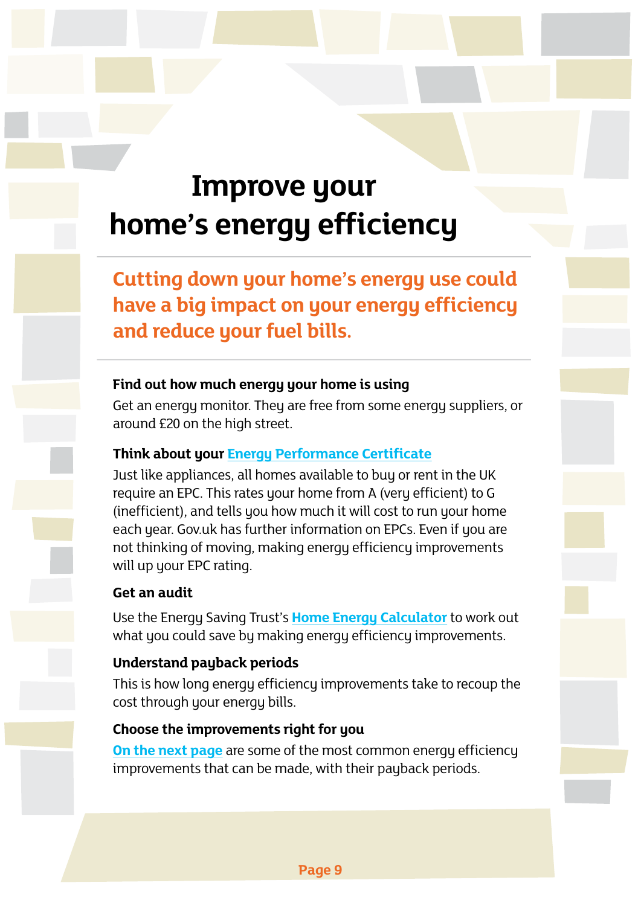# Improve your home's energy efficiency

**Cutting down your home's energy use could have a big impact on your energy efficiency and reduce your fuel bills.**

**Find out how much energy your home is using**

Get an energy monitor. They are free from some energy suppliers, or around £20 on the high street.

**Think about your Energy Performance Certificate**

Just like appliances, all homes available to buy or rent in the UK require an EPC. This rates your home from A (very efficient) to G (inefficient), and tells you how much it will cost to run your home each year. Gov.uk has further information on EPCs. Even if you are not thinking of moving, making energy efficiency improvements will up your EPC rating.

**Get an audit**

Use the Energy Saving Trust's Home Energy Calculator to work out what you could save by making energy efficiency improvements.

**Understand payback periods**

This is how long energy efficiency improvements take to recoup the cost through your energy bills.

**Choose the improvements right for you**

On the next page are some of the most common energy efficiency improvements that can be made, with their payback periods.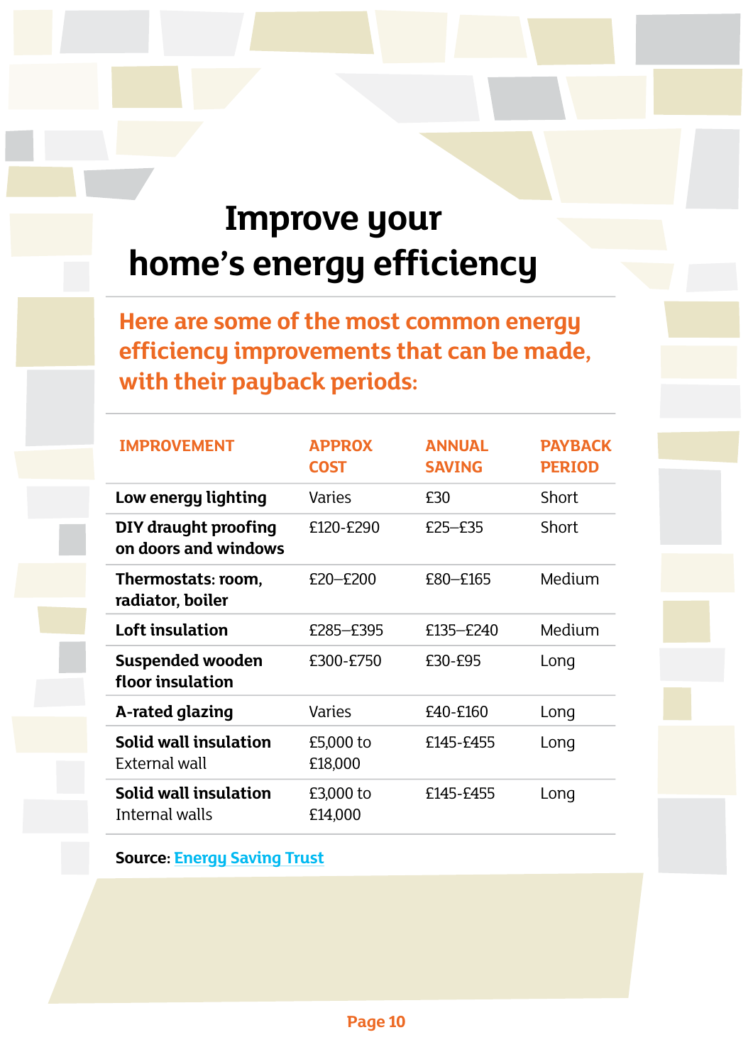# Improve your home's energy efficiency

**Here are some of the most common energy efficiency improvements that can be made, with their payback periods:**

| IMPROVEMENT | APPROX COST | ANNUAL SAVING | PAYBACK PERIOD |
|---|---|---|---|
| **Low energy lighting** | Varies | £30 | Short |
| **DIY draught proofing on doors and windows** | £120-£290 | £25–£35 | Short |
| **Thermostats: room, radiator, boiler** | £20–£200 | £80–£165 | Medium |
| **Loft insulation** | £285–£395 | £135–£240 | Medium |
| **Suspended wooden floor insulation** | £300-£750 | £30-£95 | Long |
| **A-rated glazing** | Varies | £40-£160 | Long |
| **Solid wall insulation** External wall | £5,000 to £18,000 | £145-£455 | Long |
| **Solid wall insulation** Internal walls | £3,000 to £14,000 | £145-£455 | Long |

**Source:** Energy Saving Trust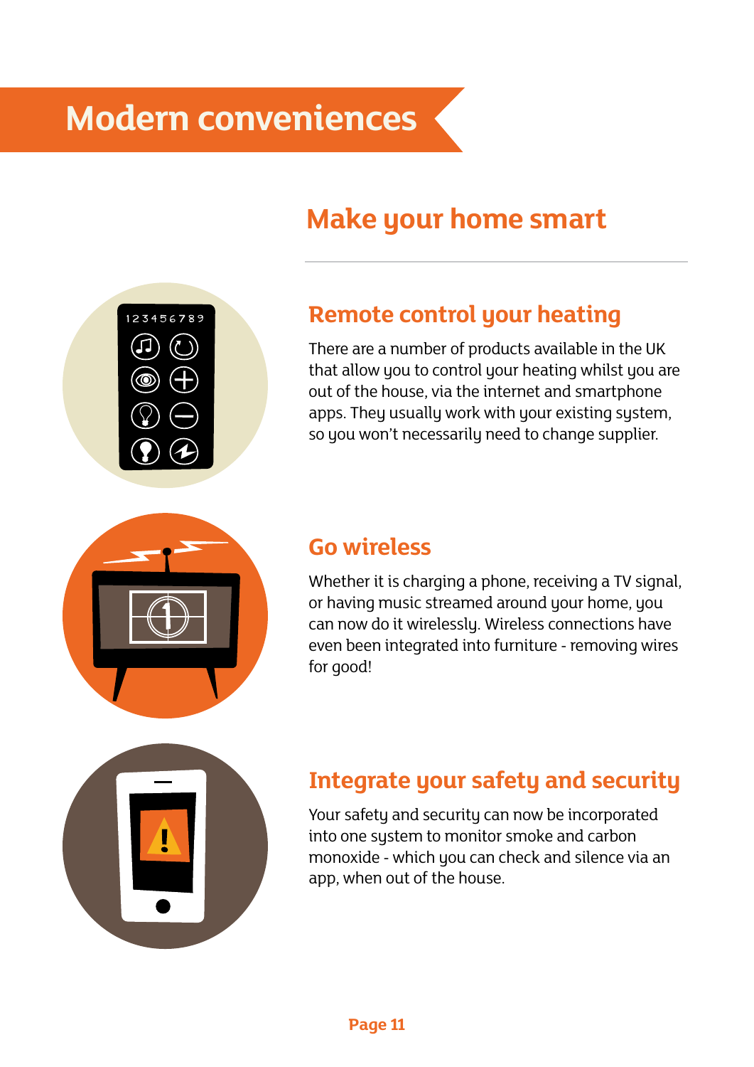# Modern conveniences

## Make your home smart

### Remote control your heating

There are a number of products available in the UK that allow you to control your heating whilst you are out of the house, via the internet and smartphone apps. They usually work with your existing system, so you won't necessarily need to change supplier.

### Go wireless

Whether it is charging a phone, receiving a TV signal, or having music streamed around your home, you can now do it wirelessly. Wireless connections have even been integrated into furniture - removing wires for good!

### Integrate your safety and security

Your safety and security can now be incorporated into one system to monitor smoke and carbon monoxide - which you can check and silence via an app, when out of the house.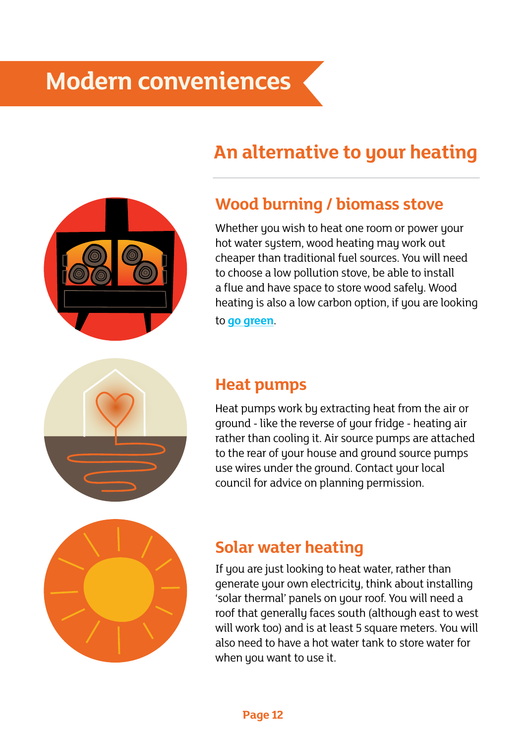# Modern conveniences

## An alternative to your heating

### Wood burning / biomass stove

Whether you wish to heat one room or power your hot water system, wood heating may work out cheaper than traditional fuel sources. You will need to choose a low pollution stove, be able to install a flue and have space to store wood safely. Wood heating is also a low carbon option, if you are looking to **go green**.

### Heat pumps

Heat pumps work by extracting heat from the air or ground - like the reverse of your fridge - heating air rather than cooling it. Air source pumps are attached to the rear of your house and ground source pumps use wires under the ground. Contact your local council for advice on planning permission.

### Solar water heating

If you are just looking to heat water, rather than generate your own electricity, think about installing 'solar thermal' panels on your roof. You will need a roof that generally faces south (although east to west will work too) and is at least 5 square meters. You will also need to have a hot water tank to store water for when you want to use it.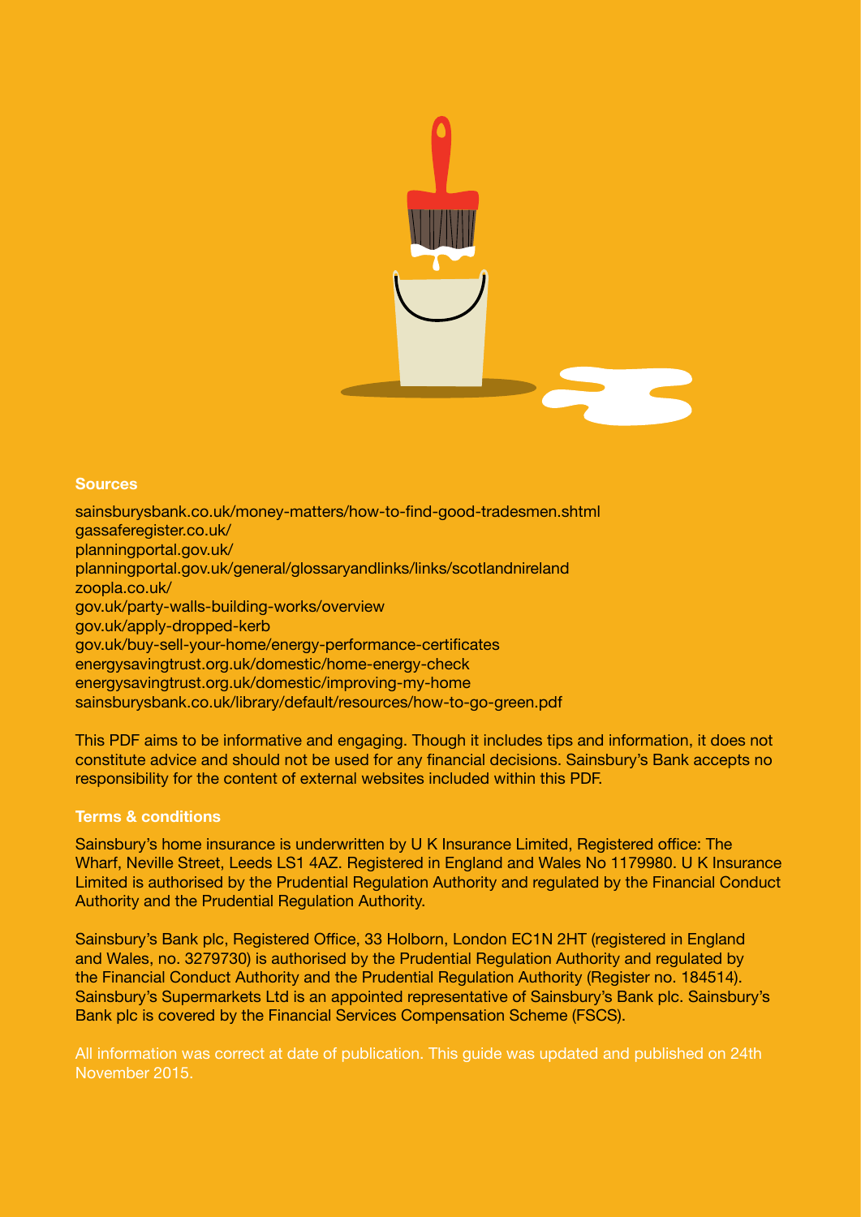**Sources**

sainsburysbank.co.uk/money-matters/how-to-find-good-tradesmen.shtml
gassaferegister.co.uk/
planningportal.gov.uk/
planningportal.gov.uk/general/glossaryandlinks/links/scotlandnireland
zoopla.co.uk/
gov.uk/party-walls-building-works/overview
gov.uk/apply-dropped-kerb
gov.uk/buy-sell-your-home/energy-performance-certificates
energysavingtrust.org.uk/domestic/home-energy-check
energysavingtrust.org.uk/domestic/improving-my-home
sainsburysbank.co.uk/library/default/resources/how-to-go-green.pdf

This PDF aims to be informative and engaging. Though it includes tips and information, it does not constitute advice and should not be used for any financial decisions. Sainsbury's Bank accepts no responsibility for the content of external websites included within this PDF.

**Terms & conditions**

Sainsbury's home insurance is underwritten by U K Insurance Limited, Registered office: The Wharf, Neville Street, Leeds LS1 4AZ. Registered in England and Wales No 1179980. U K Insurance Limited is authorised by the Prudential Regulation Authority and regulated by the Financial Conduct Authority and the Prudential Regulation Authority.

Sainsbury's Bank plc, Registered Office, 33 Holborn, London EC1N 2HT (registered in England and Wales, no. 3279730) is authorised by the Prudential Regulation Authority and regulated by the Financial Conduct Authority and the Prudential Regulation Authority (Register no. 184514). Sainsbury's Supermarkets Ltd is an appointed representative of Sainsbury's Bank plc. Sainsbury's Bank plc is covered by the Financial Services Compensation Scheme (FSCS).

All information was correct at date of publication. This guide was updated and published on 24th November 2015.